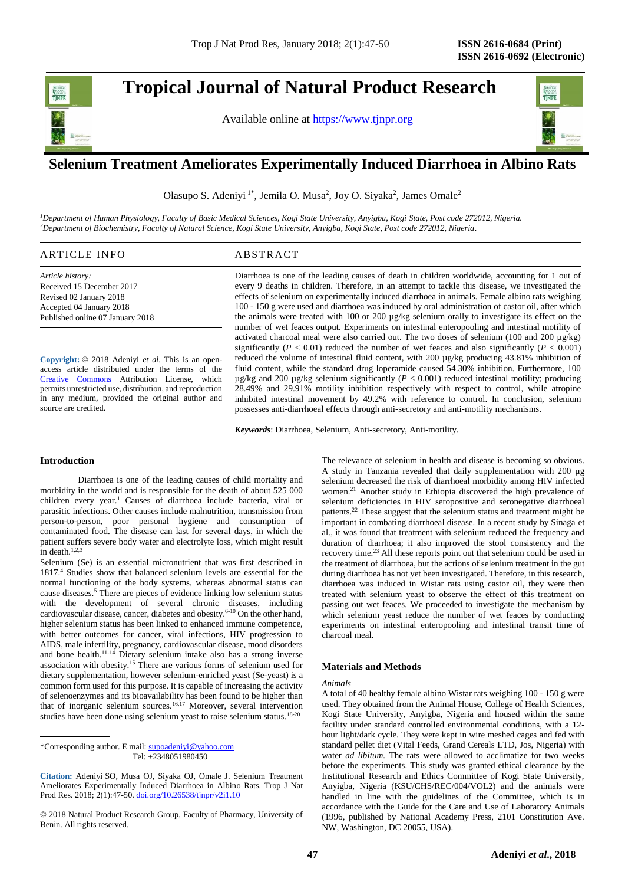# Selenium Treatment Ameliorates Experimentally Induced Diarrhoea in Albino Rats

Olasupo S. Adeniyi[1*], Jemila O. Musa[2], Joy O. Siyaka[2], James Omale[2]

[1]*Department of Human Physiology, Faculty of Basic Medical Sciences, Kogi State University, Anyigba, Kogi State, Post code 272012, Nigeria.*
[2]*Department of Biochemistry, Faculty of Natural Science, Kogi State University, Anyigba, Kogi State, Post code 272012, Nigeria*.

## ARTICLE INFO

*Article history:*
Received 15 December 2017
Revised 02 January 2018
Accepted 04 January 2018
Published online 07 January 2018

**Copyright:** © 2018 Adeniyi *et al*. This is an open-access article distributed under the terms of the Creative Commons Attribution License, which permits unrestricted use, distribution, and reproduction in any medium, provided the original author and source are credited.

## ABSTRACT

Diarrhoea is one of the leading causes of death in children worldwide, accounting for 1 out of every 9 deaths in children. Therefore, in an attempt to tackle this disease, we investigated the effects of selenium on experimentally induced diarrhoea in animals. Female albino rats weighing 100 - 150 g were used and diarrhoea was induced by oral administration of castor oil, after which the animals were treated with 100 or 200 µg/kg selenium orally to investigate its effect on the number of wet feaces output. Experiments on intestinal enteropooling and intestinal motility of activated charcoal meal were also carried out. The two doses of selenium (100 and 200 µg/kg) significantly ($P < 0.01$) reduced the number of wet feaces and also significantly ($P < 0.001$) reduced the volume of intestinal fluid content, with 200 µg/kg producing 43.81% inhibition of fluid content, while the standard drug loperamide caused 54.30% inhibition. Furthermore, 100 µg/kg and 200 µg/kg selenium significantly ($P < 0.001$) reduced intestinal motility; producing 28.49% and 29.91% motility inhibition respectively with respect to control, while atropine inhibited intestinal movement by 49.2% with reference to control. In conclusion, selenium possesses anti-diarrhoeal effects through anti-secretory and anti-motility mechanisms.

***Keywords***: Diarrhoea, Selenium, Anti-secretory, Anti-motility.

## Introduction

Diarrhoea is one of the leading causes of child mortality and morbidity in the world and is responsible for the death of about 525 000 children every year.[1] Causes of diarrhoea include bacteria, viral or parasitic infections. Other causes include malnutrition, transmission from person-to-person, poor personal hygiene and consumption of contaminated food. The disease can last for several days, in which the patient suffers severe body water and electrolyte loss, which might result in death.[1,2,3]

Selenium (Se) is an essential micronutrient that was first described in 1817.[4] Studies show that balanced selenium levels are essential for the normal functioning of the body systems, whereas abnormal status can cause diseases.[5] There are pieces of evidence linking low selenium status with the development of several chronic diseases, including cardiovascular disease, cancer, diabetes and obesity.[6-10] On the other hand, higher selenium status has been linked to enhanced immune competence, with better outcomes for cancer, viral infections, HIV progression to AIDS, male infertility, pregnancy, cardiovascular disease, mood disorders and bone health.[11-14] Dietary selenium intake also has a strong inverse association with obesity.[15] There are various forms of selenium used for dietary supplementation, however selenium-enriched yeast (Se-yeast) is a common form used for this purpose. It is capable of increasing the activity of selenoenzymes and its bioavailability has been found to be higher than that of inorganic selenium sources.[16,17] Moreover, several intervention studies have been done using selenium yeast to raise selenium status.[18-20]

The relevance of selenium in health and disease is becoming so obvious. A study in Tanzania revealed that daily supplementation with 200 µg selenium decreased the risk of diarrhoeal morbidity among HIV infected women.[21] Another study in Ethiopia discovered the high prevalence of selenium deficiencies in HIV seropositive and seronegative diarrhoeal patients.[22] These suggest that the selenium status and treatment might be important in combating diarrhoeal disease. In a recent study by Sinaga et al., it was found that treatment with selenium reduced the frequency and duration of diarrhoea; it also improved the stool consistency and the recovery time.[23] All these reports point out that selenium could be used in the treatment of diarrhoea, but the actions of selenium treatment in the gut during diarrhoea has not yet been investigated. Therefore, in this research, diarrhoea was induced in Wistar rats using castor oil, they were then treated with selenium yeast to observe the effect of this treatment on passing out wet feaces. We proceeded to investigate the mechanism by which selenium yeast reduce the number of wet feaces by conducting experiments on intestinal enteropooling and intestinal transit time of charcoal meal.

## Materials and Methods

### *Animals*

A total of 40 healthy female albino Wistar rats weighing 100 - 150 g were used. They obtained from the Animal House, College of Health Sciences, Kogi State University, Anyigba, Nigeria and housed within the same facility under standard controlled environmental conditions, with a 12-hour light/dark cycle. They were kept in wire meshed cages and fed with standard pellet diet (Vital Feeds, Grand Cereals LTD, Jos, Nigeria) with water *ad libitum.* The rats were allowed to acclimatize for two weeks before the experiments. This study was granted ethical clearance by the Institutional Research and Ethics Committee of Kogi State University, Anyigba, Nigeria (KSU/CHS/REC/004/VOL2) and the animals were handled in line with the guidelines of the Committee, which is in accordance with the Guide for the Care and Use of Laboratory Animals (1996, published by National Academy Press, 2101 Constitution Ave. NW, Washington, DC 20055, USA).

\*Corresponding author. E mail: supoadeniyi@yahoo.com
Tel: +2348051980450

**Citation:** Adeniyi SO, Musa OJ, Siyaka OJ, Omale J. Selenium Treatment Ameliorates Experimentally Induced Diarrhoea in Albino Rats. Trop J Nat Prod Res. 2018; 2(1):47-50. doi.org/10.26538/tjnpr/v2i1.10

© 2018 Natural Product Research Group, Faculty of Pharmacy, University of Benin. All rights reserved.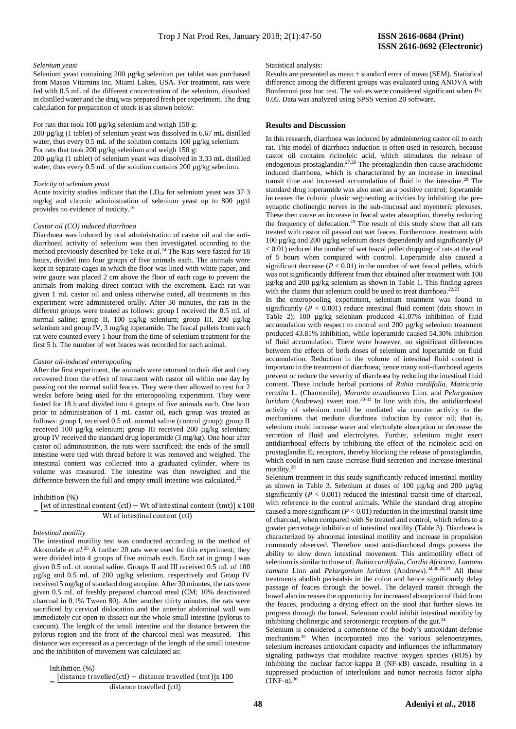*Selenium yeast*

Selenium yeast containing 200 µg/kg selenium per tablet was purchased from Mason Vitamins Inc. Miami Lakes, USA. For treatment, rats were fed with 0.5 mL of the different concentration of the selenium, dissolved in distilled water and the drug was prepared fresh per experiment. The drug calculation for preparation of stock is as shown below:

For rats that took 100 µg/kg selenium and weigh 150 g:
200 µg/kg (1 tablet) of selenium yeast was dissolved in 6.67 mL distilled water, thus every 0.5 mL of the solution contains 100 µg/kg selenium.
For rats that took 200 µg/kg selenium and weigh 150 g:
200 µg/kg (1 tablet) of selenium yeast was dissolved in 3.33 mL distilled water, thus every 0.5 mL of the solution contains 200 µg/kg selenium.

*Toxicity of selenium yeast*

Acute toxicity studies indicate that the $LD_{50}$ for selenium yeast was 37·3 mg/kg and chronic administration of selenium yeast up to 800 µg/d provides no evidence of toxicity.[16]

*Castor oil (CO) induced diarrhoea*

Diarrhoea was induced by oral administration of castor oil and the anti-diarrhoeal activity of selenium was then investigated according to the method previously described by Teke *et al.*[24] The Rats were fasted for 18 hours, divided into four groups of five animals each. The animals were kept in separate cages in which the floor was lined with white paper, and wire gauze was placed 2 cm above the floor of each cage to prevent the animals from making direct contact with the excrement. Each rat was given 1 mL castor oil and unless otherwise noted, all treatments in this experiment were administered orally. After 30 minutes, the rats in the different groups were treated as follows: group I received the 0.5 mL of normal saline; group II, 100 µg/kg selenium; group III, 200 µg/kg selenium and group IV, 3 mg/kg loperamide. The feacal pellets from each rat were counted every 1 hour from the time of selenium treatment for the first 5 h. The number of wet feaces was recorded for each animal.

*Castor oil-induced enteropooling*

After the first experiment, the animals were returned to their diet and they recovered from the effect of treatment with castor oil within one day by passing out the normal solid feaces. They were then allowed to rest for 2 weeks before being used for the enteropooling experiment. They were fasted for 18 h and divided into 4 groups of five animals each. One hour prior to administration of 1 mL castor oil, each group was treated as follows: group I, received 0.5 mL normal saline (control group); group II received 100 µg/kg selenium; group III received 200 µg/kg selenium; group IV received the standard drug loperamide (3 mg/kg). One hour after castor oil administration, the rats were sacrificed; the ends of the small intestine were tied with thread before it was removed and weighed. The intestinal content was collected into a graduated cylinder, where its volume was measured. The intestine was then reweighed and the difference between the full and empty small intestine was calculated.[25]

$$\text{Inhibition (\%)} = \frac{[\text{wt of intestinal content (ctl)} - \text{Wt of intestinal content (tmt)}] \times 100}{\text{Wt of intestinal content (ctl)}}$$

*Intestinal motility*

The intestinal motility test was conducted according to the method of Akomolafe *et al.*[26] A further 20 rats were used for this experiment; they were divided into 4 groups of five animals each. Each rat in group I was given 0.5 mL of normal saline. Groups II and III received 0.5 mL of 100 µg/kg and 0.5 mL of 200 µg/kg selenium, respectively and Group IV received 5 mg/kg of standard drug atropine. After 30 minutes, the rats were given 0.5 mL of freshly prepared charcoal meal (CM; 10% deactivated charcoal in 0.1% Tween 80). After another thirty minutes, the rats were sacrificed by cervical dislocation and the anterior abdominal wall was immediately cut open to dissect out the whole small intestine (pylorus to caecum). The length of the small intestine and the distance between the pylorus region and the front of the charcoal meal was measured. This distance was expressed as a percentage of the length of the small intestine and the inhibition of movement was calculated as:

$$\text{Inhibition (\%)} = \frac{[\text{distance travelled(ctl)} - \text{distance travelled (tmt)}] \times 100}{\text{distance travelled (ctl)}}$$

Statistical analysis:

Results are presented as mean ± standard error of mean (SEM). Statistical difference among the different groups was evaluated using ANOVA with Bonferroni post hoc test. The values were considered significant when $P < 0.05$. Data was analyzed using SPSS version 20 software.

## Results and Discussion

In this research, diarrhoea was induced by administering castor oil to each rat. This model of diarrhoea induction is often used in research, because castor oil contains ricinoleic acid, which stimulates the release of endogenous prostaglandin.[27,28] The prostaglandin then cause arachidonic induced diarrhoea, which is characterized by an increase in intestinal transit time and increased accumulation of fluid in the intestine.[28] The standard drug loperamide was also used as a positive control; loperamide increases the colonic phasic segmenting activities by inhibiting the pre-synaptic cholinergic nerves in the sub-mucosal and myenteric plexuses. These then cause an increase in feacal water absorption, thereby reducing the frequency of defecation.[29] The result of this study show that all rats treated with castor oil passed out wet feaces. Furthermore, treatment with 100 µg/kg and 200 µg/kg selenium doses dependently and significantly ($P < 0.01$) reduced the number of wet feacal pellet dropping of rats at the end of 5 hours when compared with control. Loperamide also caused a significant decrease ($P < 0.01$) in the number of wet feacal pellets, which was not significantly different from that obtained after treatment with 100 µg/kg and 200 µg/kg selenium as shown in Table 1. This finding agrees with the claims that selenium could be used to treat diarrhoea.[22,23]

In the enteropooling experiment, selenium treatment was found to significantly ($P < 0.001$) reduce intestinal fluid content (data shown in Table 2); 100 µg/kg selenium produced 41.07% inhibition of fluid accumulation with respect to control and 200 µg/kg selenium treatment produced 43.81% inhibition, while loperamide caused 54.30% inhibition of fluid accumulation. There were however, no significant differences between the effects of both doses of selenium and loperamide on fluid accumulation. Reduction in the volume of intestinal fluid content is important in the treatment of diarrhoea; hence many anti-diarrhoeal agents prevent or reduce the severity of diarrhoea by reducing the intestinal fluid content. These include herbal portions of *Rubia cordifolia, Matricaria recutita* L. (Chamomile), *Maranta arundinacea* Linn. and *Pelargonium luridum* (Andrews) sweet root.[30-33] In line with this, the antidiarrhoeal activity of selenium could be mediated via counter activity to the mechanisms that mediate diarrhoea induction by castor oil; that is, selenium could increase water and electrolyte absorption or decrease the secretion of fluid and electrolytes. Further, selenium might exert antidiarrhoeal effects by inhibiting the effect of the ricinoleic acid on prostaglandin $E_2$ receptors, thereby blocking the release of prostaglandin, which could in turn cause increase fluid secretion and increase intestinal motility.[28]

Selenium treatment in this study significantly reduced intestinal motility as shown in Table 3. Selenium at doses of 100 µg/kg and 200 µg/kg significantly ($P < 0.001$) reduced the intestinal transit time of charcoal, with reference to the control animals. While the standard drug atropine caused a more significant ($P < 0.01$) reduction in the intestinal transit time of charcoal, when compared with Se treated and control, which refers to a greater percentage inhibition of intestinal motility (Table 3). Diarrhoea is characterized by abnormal intestinal motility and increase in propulsion commonly observed. Therefore most anti-diarrhoeal drugs possess the ability to slow down intestinal movement. This antimotility effect of selenium is similar to those of; *Rubia cordifolia, Cordia Africana, Lantana camara* Linn and *Pelargonium luridum* (Andrews).[34,30,28,33] All these treatments abolish peristalsis in the colon and hence significantly delay passage of feaces through the bowel. The delayed transit through the bowel also increases the opportunity for increased absorption of fluid from the feaces, producing a drying effect on the stool that further slows its progress through the bowel. Selenium could inhibit intestinal motility by inhibiting cholinergic and serotonergic receptors of the gut.[34]

Selenium is considered a cornerstone of the body's antioxidant defense mechanism.[35] When incorporated into the various selenoenzymes, selenium increases antioxidant capacity and influences the inflammatory signaling pathways that modulate reactive oxygen species (ROS) by inhibiting the nuclear factor-kappa B (NF-κB) cascade, resulting in a suppressed production of interleukins and tumor necrosis factor alpha (TNF-α).[36]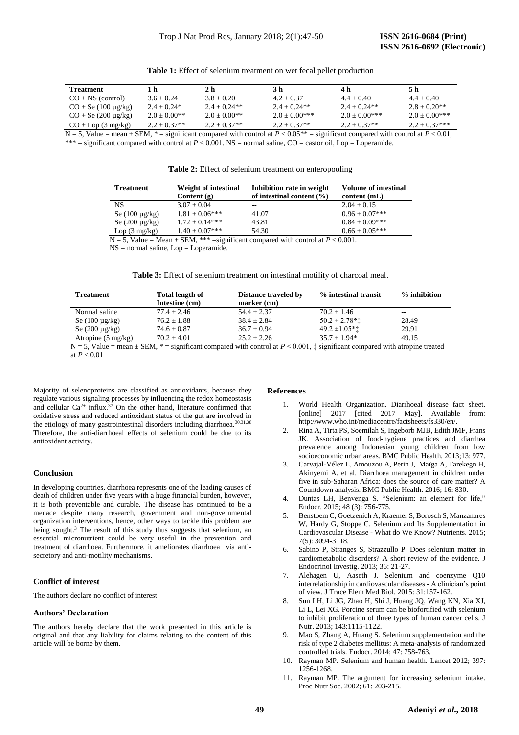**Table 1:** Effect of selenium treatment on wet fecal pellet production

| Treatment | 1 h | 2 h | 3 h | 4 h | 5 h |
|---|---|---|---|---|---|
| CO + NS (control) | 3.6 ± 0.24 | 3.8 ± 0.20 | 4.2 ± 0.37 | 4.4 ± 0.40 | 4.4 ± 0.40 |
| CO + Se (100 µg/kg) | 2.4 ± 0.24* | 2.4 ± 0.24** | 2.4 ± 0.24** | 2.4 ± 0.24** | 2.8 ± 0.20** |
| CO + Se (200 µg/kg) | 2.0 ± 0.00** | 2.0 ± 0.00** | 2.0 ± 0.00*** | 2.0 ± 0.00*** | 2.0 ± 0.00*** |
| CO + Lop (3 mg/kg) | 2.2 ± 0.37** | 2.2 ± 0.37** | 2.2 ± 0.37** | 2.2 ± 0.37** | 2.2 ± 0.37*** |

N = 5, Value = mean ± SEM, * = significant compared with control at $P < 0.05$** = significant compared with control at $P < 0.01$, *** = significant compared with control at $P < 0.001$. NS = normal saline, CO = castor oil, Lop = Loperamide.

**Table 2:** Effect of selenium treatment on enteropooling

| Treatment | Weight of intestinal Content (g) | Inhibition rate in weight of intestinal content (%) | Volume of intestinal content (mL) |
|---|---|---|---|
| NS | 3.07 ± 0.04 | -- | 2.04 ± 0.15 |
| Se (100 µg/kg) | 1.81 ± 0.06*** | 41.07 | 0.96 ± 0.07*** |
| Se (200 µg/kg) | 1.72 ± 0.14*** | 43.81 | 0.84 ± 0.09*** |
| Lop (3 mg/kg) | 1.40 ± 0.07*** | 54.30 | 0.66 ± 0.05*** |

N = 5, Value = Mean ± SEM, *** =significant compared with control at $P < 0.001$.
NS = normal saline, Lop = Loperamide.

**Table 3:** Effect of selenium treatment on intestinal motility of charcoal meal.

| Treatment | Total length of Intestine (cm) | Distance traveled by marker (cm) | % intestinal transit | % inhibition |
|---|---|---|---|---|
| Normal saline | 77.4 ± 2.46 | 54.4 ± 2.37 | 70.2 ± 1.46 | -- |
| Se (100 µg/kg) | 76.2 ± 1.88 | 38.4 ± 2.84 | 50.2 ± 2.78*‡ | 28.49 |
| Se (200 µg/kg) | 74.6 ± 0.87 | 36.7 ± 0.94 | 49.2 ±1.05*‡ | 29.91 |
| Atropine (5 mg/kg) | 70.2 ± 4.01 | 25.2 ± 2.26 | 35.7 ± 1.94* | 49.15 |

N = 5, Value = mean ± SEM, * = significant compared with control at $P < 0.001$, ‡ significant compared with atropine treated at $P < 0.01$

Majority of selenoproteins are classified as antioxidants, because they regulate various signaling processes by influencing the redox homeostasis and cellular $Ca^{2+}$ influx.[37] On the other hand, literature confirmed that oxidative stress and reduced antioxidant status of the gut are involved in the etiology of many gastrointestinal disorders including diarrhoea.[30,31,38] Therefore, the anti-diarrhoeal effects of selenium could be due to its antioxidant activity.

## Conclusion

In developing countries, diarrhoea represents one of the leading causes of death of children under five years with a huge financial burden, however, it is both preventable and curable. The disease has continued to be a menace despite many research, government and non-governmental organization interventions, hence, other ways to tackle this problem are being sought.[3] The result of this study thus suggests that selenium, an essential micronutrient could be very useful in the prevention and treatment of diarrhoea. Furthermore. it ameliorates diarrhoea via anti-secretory and anti-motility mechanisms.

## Conflict of interest

The authors declare no conflict of interest.

## Authors' Declaration

The authors hereby declare that the work presented in this article is original and that any liability for claims relating to the content of this article will be borne by them.

## References

1. World Health Organization. Diarrhoeal disease fact sheet. [online] 2017 [cited 2017 May]. Available from: http://www.who.int/mediacentre/factsheets/fs330/en/.
2. Rina A, Tirta PS, Soemilah S, Ingeborb MJB, Edith JMF, Frans JK. Association of food-hygiene practices and diarrhea prevalence among Indonesian young children from low socioeconomic urban areas. BMC Public Health. 2013;13: 977.
3. Carvajal-Vélez L, Amouzou A, Perin J, Maïga A, Tarekegn H, Akinyemi A. et al. Diarrhoea management in children under five in sub-Saharan Africa: does the source of care matter? A Countdown analysis. BMC Public Health. 2016; 16: 830.
4. Duntas LH, Benvenga S. "Selenium: an element for life," Endocr. 2015; 48 (3): 756-775.
5. Benstoem C, Goetzenich A, Kraemer S, Borosch S, Manzanares W, Hardy G, Stoppe C. Selenium and Its Supplementation in Cardiovascular Disease - What do We Know? Nutrients. 2015; 7(5): 3094-3118.
6. Sabino P, Stranges S, Strazzullo P. Does selenium matter in cardiometabolic disorders? A short review of the evidence. J Endocrinol Investig. 2013; 36: 21-27.
7. Alehagen U, Aaseth J. Selenium and coenzyme Q10 interrelationship in cardiovascular diseases - A clinician's point of view. J Trace Elem Med Biol. 2015: 31:157-162.
8. Sun LH, Li JG, Zhao H, Shi J, Huang JQ, Wang KN, Xia XJ, Li L, Lei XG. Porcine serum can be biofortified with selenium to inhibit proliferation of three types of human cancer cells. J Nutr. 2013; 143:1115-1122.
9. Mao S, Zhang A, Huang S. Selenium supplementation and the risk of type 2 diabetes mellitus: A meta-analysis of randomized controlled trials. Endocr. 2014; 47: 758-763.
10. Rayman MP. Selenium and human health. Lancet 2012; 397: 1256-1268.
11. Rayman MP. The argument for increasing selenium intake. Proc Nutr Soc. 2002; 61: 203-215.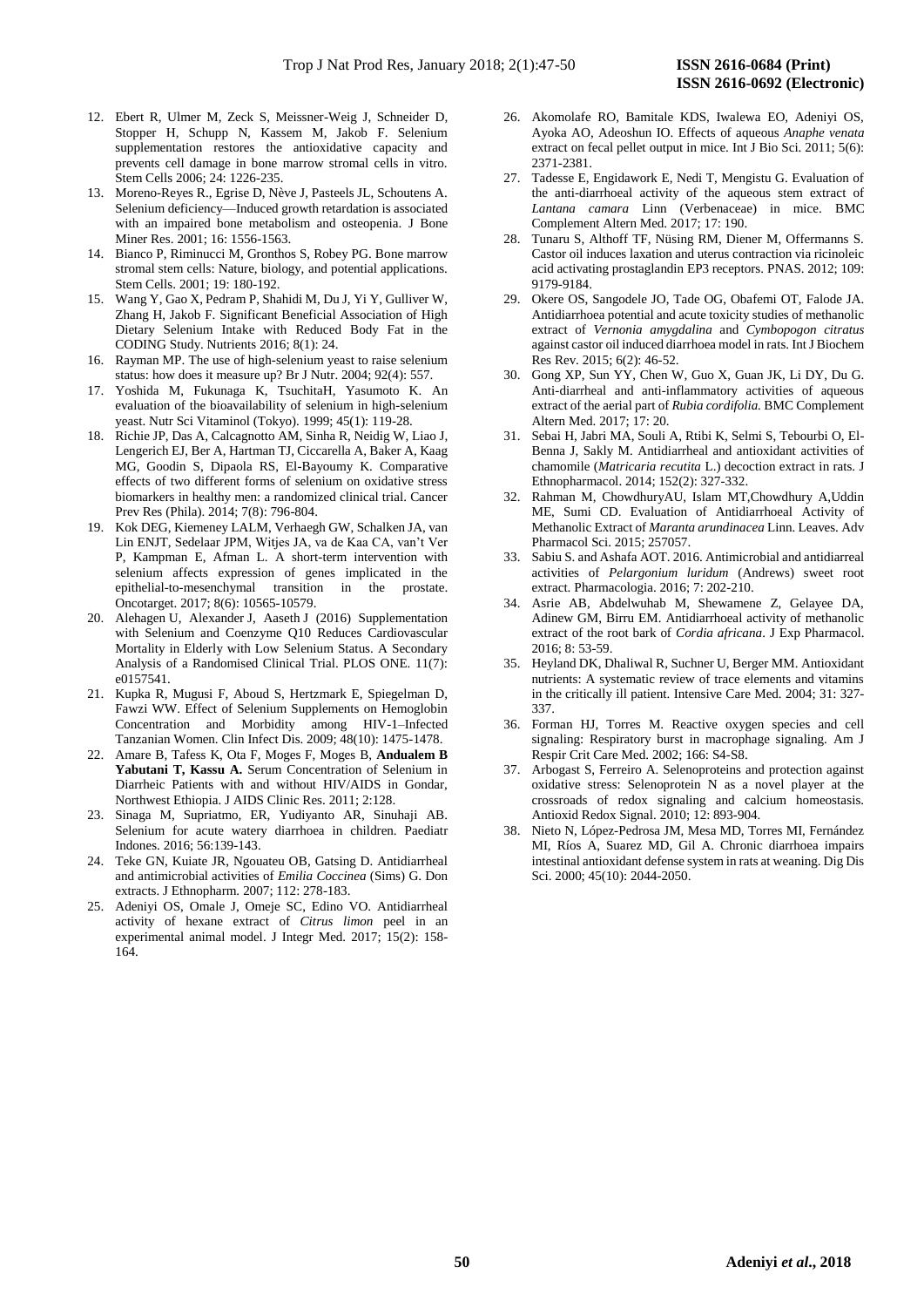12. Ebert R, Ulmer M, Zeck S, Meissner-Weig J, Schneider D, Stopper H, Schupp N, Kassem M, Jakob F. Selenium supplementation restores the antioxidative capacity and prevents cell damage in bone marrow stromal cells in vitro. Stem Cells 2006; 24: 1226-235.
13. Moreno-Reyes R., Egrise D, Nève J, Pasteels JL, Schoutens A. Selenium deficiency—Induced growth retardation is associated with an impaired bone metabolism and osteopenia. J Bone Miner Res. 2001; 16: 1556-1563.
14. Bianco P, Riminucci M, Gronthos S, Robey PG. Bone marrow stromal stem cells: Nature, biology, and potential applications. Stem Cells. 2001; 19: 180-192.
15. Wang Y, Gao X, Pedram P, Shahidi M, Du J, Yi Y, Gulliver W, Zhang H, Jakob F. Significant Beneficial Association of High Dietary Selenium Intake with Reduced Body Fat in the CODING Study. Nutrients 2016; 8(1): 24.
16. Rayman MP. The use of high-selenium yeast to raise selenium status: how does it measure up? Br J Nutr. 2004; 92(4): 557.
17. Yoshida M, Fukunaga K, TsuchitaH, Yasumoto K. An evaluation of the bioavailability of selenium in high-selenium yeast. Nutr Sci Vitaminol (Tokyo). 1999; 45(1): 119-28.
18. Richie JP, Das A, Calcagnotto AM, Sinha R, Neidig W, Liao J, Lengerich EJ, Ber A, Hartman TJ, Ciccarella A, Baker A, Kaag MG, Goodin S, Dipaola RS, El-Bayoumy K. Comparative effects of two different forms of selenium on oxidative stress biomarkers in healthy men: a randomized clinical trial. Cancer Prev Res (Phila). 2014; 7(8): 796-804.
19. Kok DEG, Kiemeney LALM, Verhaegh GW, Schalken JA, van Lin ENJT, Sedelaar JPM, Witjes JA, va de Kaa CA, van't Ver P, Kampman E, Afman L. A short-term intervention with selenium affects expression of genes implicated in the epithelial-to-mesenchymal transition in the prostate. Oncotarget. 2017; 8(6): 10565-10579.
20. Alehagen U, Alexander J, Aaseth J (2016) Supplementation with Selenium and Coenzyme Q10 Reduces Cardiovascular Mortality in Elderly with Low Selenium Status. A Secondary Analysis of a Randomised Clinical Trial. PLOS ONE. 11(7): e0157541.
21. Kupka R, Mugusi F, Aboud S, Hertzmark E, Spiegelman D, Fawzi WW. Effect of Selenium Supplements on Hemoglobin Concentration and Morbidity among HIV-1–Infected Tanzanian Women. Clin Infect Dis. 2009; 48(10): 1475-1478.
22. Amare B, Tafess K, Ota F, Moges F, Moges B, **Andualem B Yabutani T, Kassu A.** Serum Concentration of Selenium in Diarrheic Patients with and without HIV/AIDS in Gondar, Northwest Ethiopia. J AIDS Clinic Res. 2011; 2:128.
23. Sinaga M, Supriatmo, ER, Yudiyanto AR, Sinuhaji AB. Selenium for acute watery diarrhoea in children. Paediatr Indones. 2016; 56:139-143.
24. Teke GN, Kuiate JR, Ngouateu OB, Gatsing D. Antidiarrheal and antimicrobial activities of *Emilia Coccinea* (Sims) G. Don extracts. J Ethnopharm. 2007; 112: 278-183.
25. Adeniyi OS, Omale J, Omeje SC, Edino VO. Antidiarrheal activity of hexane extract of *Citrus limon* peel in an experimental animal model. J Integr Med. 2017; 15(2): 158-164.
26. Akomolafe RO, Bamitale KDS, Iwalewa EO, Adeniyi OS, Ayoka AO, Adeoshun IO. Effects of aqueous *Anaphe venata* extract on fecal pellet output in mice. Int J Bio Sci. 2011; 5(6): 2371-2381.
27. Tadesse E, Engidawork E, Nedi T, Mengistu G. Evaluation of the anti-diarrhoeal activity of the aqueous stem extract of *Lantana camara* Linn (Verbenaceae) in mice. BMC Complement Altern Med. 2017; 17: 190.
28. Tunaru S, Althoff TF, Nüsing RM, Diener M, Offermanns S. Castor oil induces laxation and uterus contraction via ricinoleic acid activating prostaglandin EP3 receptors. PNAS. 2012; 109: 9179-9184.
29. Okere OS, Sangodele JO, Tade OG, Obafemi OT, Falode JA. Antidiarrhoea potential and acute toxicity studies of methanolic extract of *Vernonia amygdalina* and *Cymbopogon citratus* against castor oil induced diarrhoea model in rats. Int J Biochem Res Rev. 2015; 6(2): 46-52.
30. Gong XP, Sun YY, Chen W, Guo X, Guan JK, Li DY, Du G. Anti-diarrheal and anti-inflammatory activities of aqueous extract of the aerial part of *Rubia cordifolia.* BMC Complement Altern Med. 2017; 17: 20.
31. Sebai H, Jabri MA, Souli A, Rtibi K, Selmi S, Tebourbi O, El-Benna J, Sakly M. Antidiarrheal and antioxidant activities of chamomile (*Matricaria recutita* L.) decoction extract in rats. J Ethnopharmacol. 2014; 152(2): 327-332.
32. Rahman M, ChowdhuryAU, Islam MT,Chowdhury A,Uddin ME, Sumi CD. Evaluation of Antidiarrhoeal Activity of Methanolic Extract of *Maranta arundinacea* Linn. Leaves. Adv Pharmacol Sci. 2015; 257057.
33. Sabiu S. and Ashafa AOT. 2016. Antimicrobial and antidiarreal activities of *Pelargonium luridum* (Andrews) sweet root extract. Pharmacologia. 2016; 7: 202-210.
34. Asrie AB, Abdelwuhab M, Shewamene Z, Gelayee DA, Adinew GM, Birru EM. Antidiarrhoeal activity of methanolic extract of the root bark of *Cordia africana*. J Exp Pharmacol. 2016; 8: 53-59.
35. Heyland DK, Dhaliwal R, Suchner U, Berger MM. Antioxidant nutrients: A systematic review of trace elements and vitamins in the critically ill patient. Intensive Care Med. 2004; 31: 327-337.
36. Forman HJ, Torres M. Reactive oxygen species and cell signaling: Respiratory burst in macrophage signaling. Am J Respir Crit Care Med. 2002; 166: S4-S8.
37. Arbogast S, Ferreiro A. Selenoproteins and protection against oxidative stress: Selenoprotein N as a novel player at the crossroads of redox signaling and calcium homeostasis. Antioxid Redox Signal. 2010; 12: 893-904.
38. Nieto N, López-Pedrosa JM, Mesa MD, Torres MI, Fernández MI, Ríos A, Suarez MD, Gil A. Chronic diarrhoea impairs intestinal antioxidant defense system in rats at weaning. Dig Dis Sci. 2000; 45(10): 2044-2050.